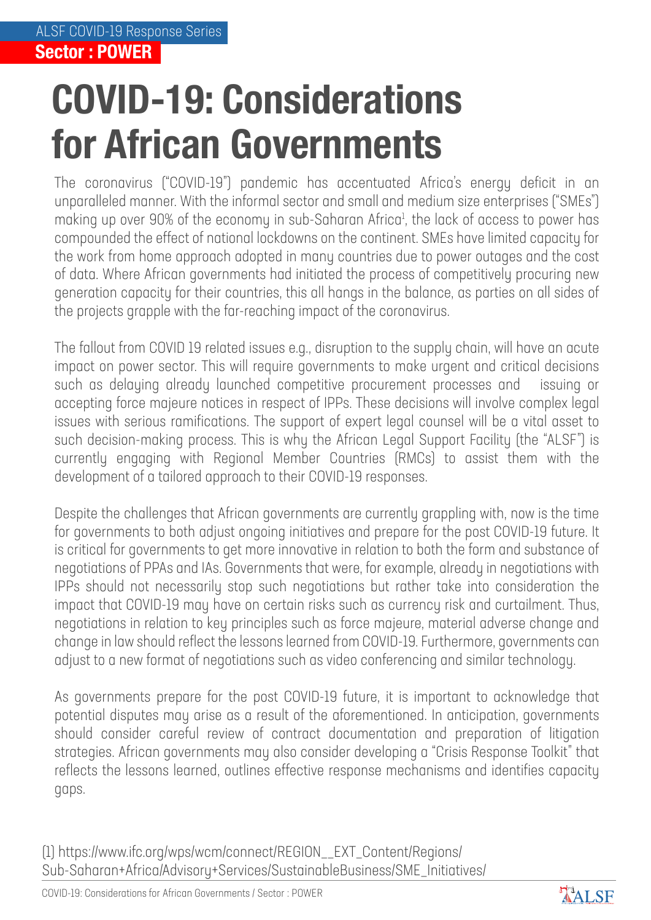ALSF COVID-19 Response Series

**Sector : POWER**

# COVID-19: Considerations for African Governments

The coronavirus ("COVID-19") pandemic has accentuated Africa's energy deficit in an unparalleled manner. With the informal sector and small and medium size enterprises ("SMEs") making up over 90% of the economy in sub-Saharan Africa[1], the lack of access to power has compounded the effect of national lockdowns on the continent. SMEs have limited capacity for the work from home approach adopted in many countries due to power outages and the cost of data. Where African governments had initiated the process of competitively procuring new generation capacity for their countries, this all hangs in the balance, as parties on all sides of the projects grapple with the far-reaching impact of the coronavirus.

The fallout from COVID 19 related issues e.g., disruption to the supply chain, will have an acute impact on power sector. This will require governments to make urgent and critical decisions such as delaying already launched competitive procurement processes and issuing or accepting force majeure notices in respect of IPPs. These decisions will involve complex legal issues with serious ramifications. The support of expert legal counsel will be a vital asset to such decision-making process. This is why the African Legal Support Facility (the "ALSF") is currently engaging with Regional Member Countries (RMCs) to assist them with the development of a tailored approach to their COVID-19 responses.

Despite the challenges that African governments are currently grappling with, now is the time for governments to both adjust ongoing initiatives and prepare for the post COVID-19 future. It is critical for governments to get more innovative in relation to both the form and substance of negotiations of PPAs and IAs. Governments that were, for example, already in negotiations with IPPs should not necessarily stop such negotiations but rather take into consideration the impact that COVID-19 may have on certain risks such as currency risk and curtailment. Thus, negotiations in relation to key principles such as force majeure, material adverse change and change in law should reflect the lessons learned from COVID-19. Furthermore, governments can adjust to a new format of negotiations such as video conferencing and similar technology.

As governments prepare for the post COVID-19 future, it is important to acknowledge that potential disputes may arise as a result of the aforementioned. In anticipation, governments should consider careful review of contract documentation and preparation of litigation strategies. African governments may also consider developing a "Crisis Response Toolkit" that reflects the lessons learned, outlines effective response mechanisms and identifies capacity gaps.

(1) https://www.ifc.org/wps/wcm/connect/REGION__EXT_Content/Regions/Sub-Saharan+Africa/Advisory+Services/SustainableBusiness/SME_Initiatives/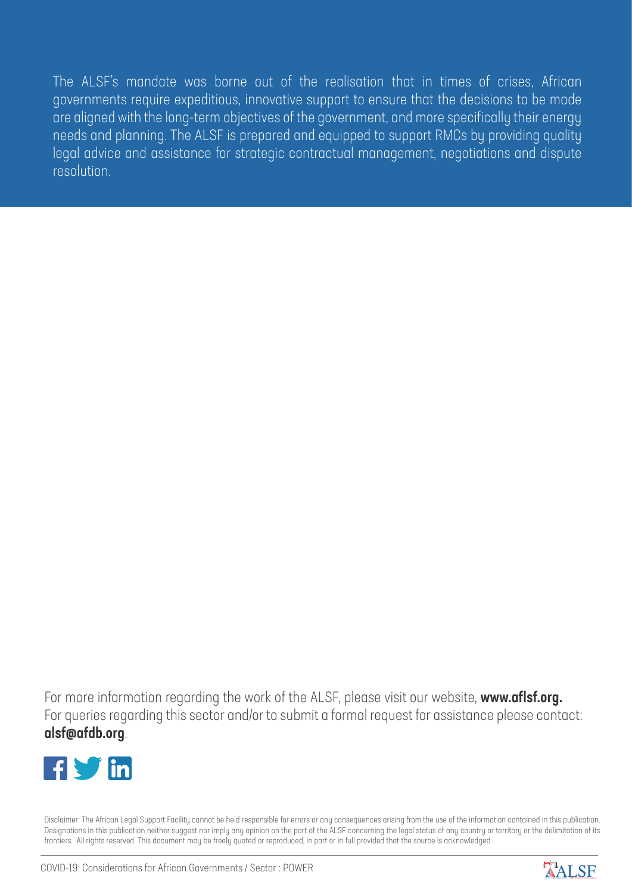The ALSF's mandate was borne out of the realisation that in times of crises, African governments require expeditious, innovative support to ensure that the decisions to be made are aligned with the long-term objectives of the government, and more specifically their energy needs and planning. The ALSF is prepared and equipped to support RMCs by providing quality legal advice and assistance for strategic contractual management, negotiations and dispute resolution.

For more information regarding the work of the ALSF, please visit our website, **www.aflsf.org.**
For queries regarding this sector and/or to submit a formal request for assistance please contact: **alsf@afdb.org**.

Disclaimer: The African Legal Support Facility cannot be held responsible for errors or any consequences arising from the use of the information contained in this publication. Designations in this publication neither suggest nor imply any opinion on the part of the ALSF concerning the legal status of any country or territory or the delimitation of its frontiers. All rights reserved. This document may be freely quoted or reproduced, in part or in full provided that the source is acknowledged.